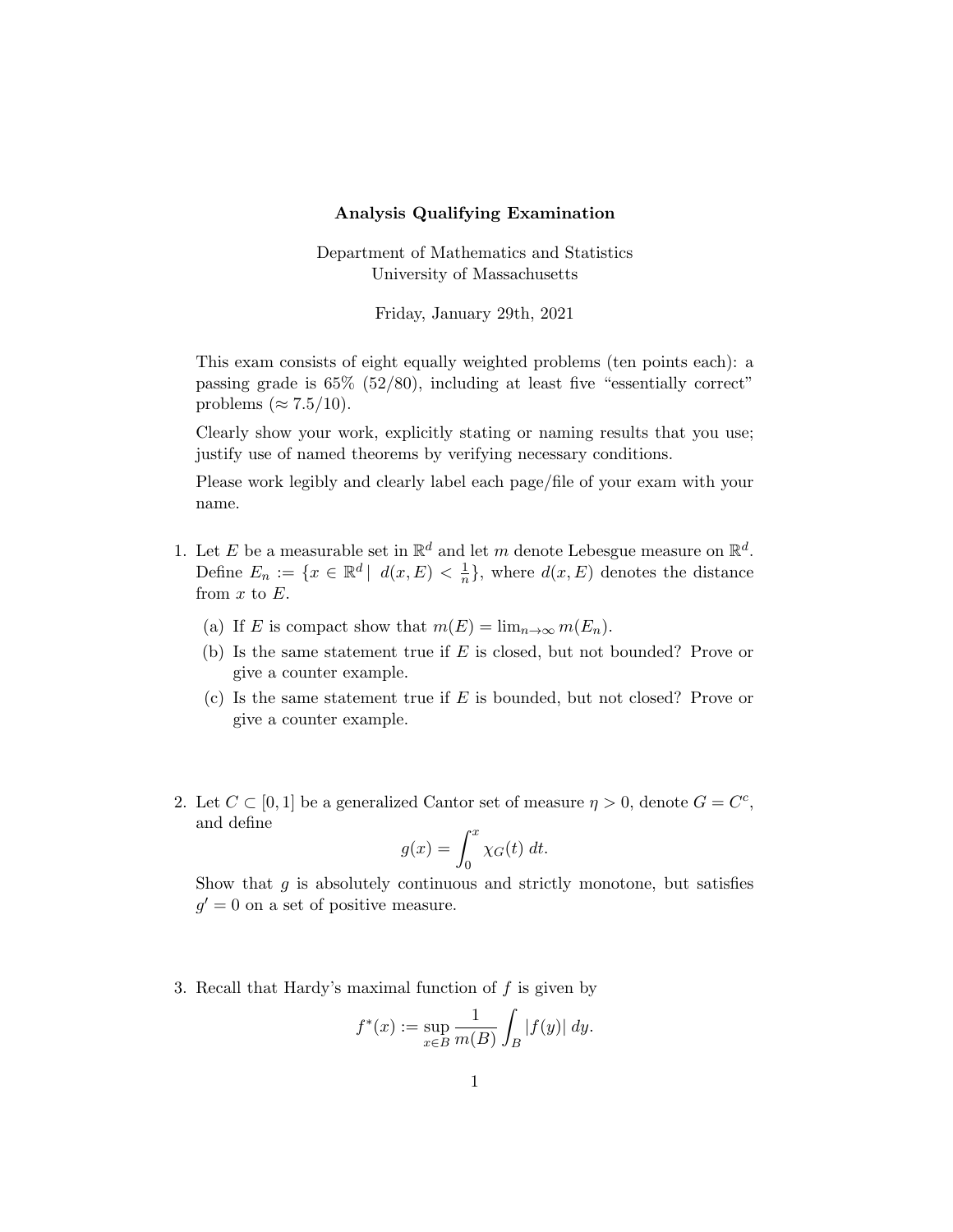**Analysis Qualifying Examination**

Department of Mathematics and Statistics
University of Massachusetts

Friday, January 29th, 2021

This exam consists of eight equally weighted problems (ten points each): a passing grade is 65% (52/80), including at least five "essentially correct" problems ($\approx 7.5/10$).

Clearly show your work, explicitly stating or naming results that you use; justify use of named theorems by verifying necessary conditions.

Please work legibly and clearly label each page/file of your exam with your name.

1. Let $E$ be a measurable set in $\mathbb{R}^d$ and let $m$ denote Lebesgue measure on $\mathbb{R}^d$. Define $E_n := \{x \in \mathbb{R}^d \mid d(x, E) < \frac{1}{n}\}$, where $d(x, E)$ denotes the distance from $x$ to $E$.

   (a) If $E$ is compact show that $m(E) = \lim_{n\to\infty} m(E_n)$.

   (b) Is the same statement true if $E$ is closed, but not bounded? Prove or give a counter example.

   (c) Is the same statement true if $E$ is bounded, but not closed? Prove or give a counter example.

2. Let $C \subset [0, 1]$ be a generalized Cantor set of measure $\eta > 0$, denote $G = C^c$, and define

$$g(x) = \int_0^x \chi_G(t)\, dt.$$

   Show that $g$ is absolutely continuous and strictly monotone, but satisfies $g' = 0$ on a set of positive measure.

3. Recall that Hardy's maximal function of $f$ is given by

$$f^*(x) := \sup_{x \in B} \frac{1}{m(B)} \int_B |f(y)|\, dy.$$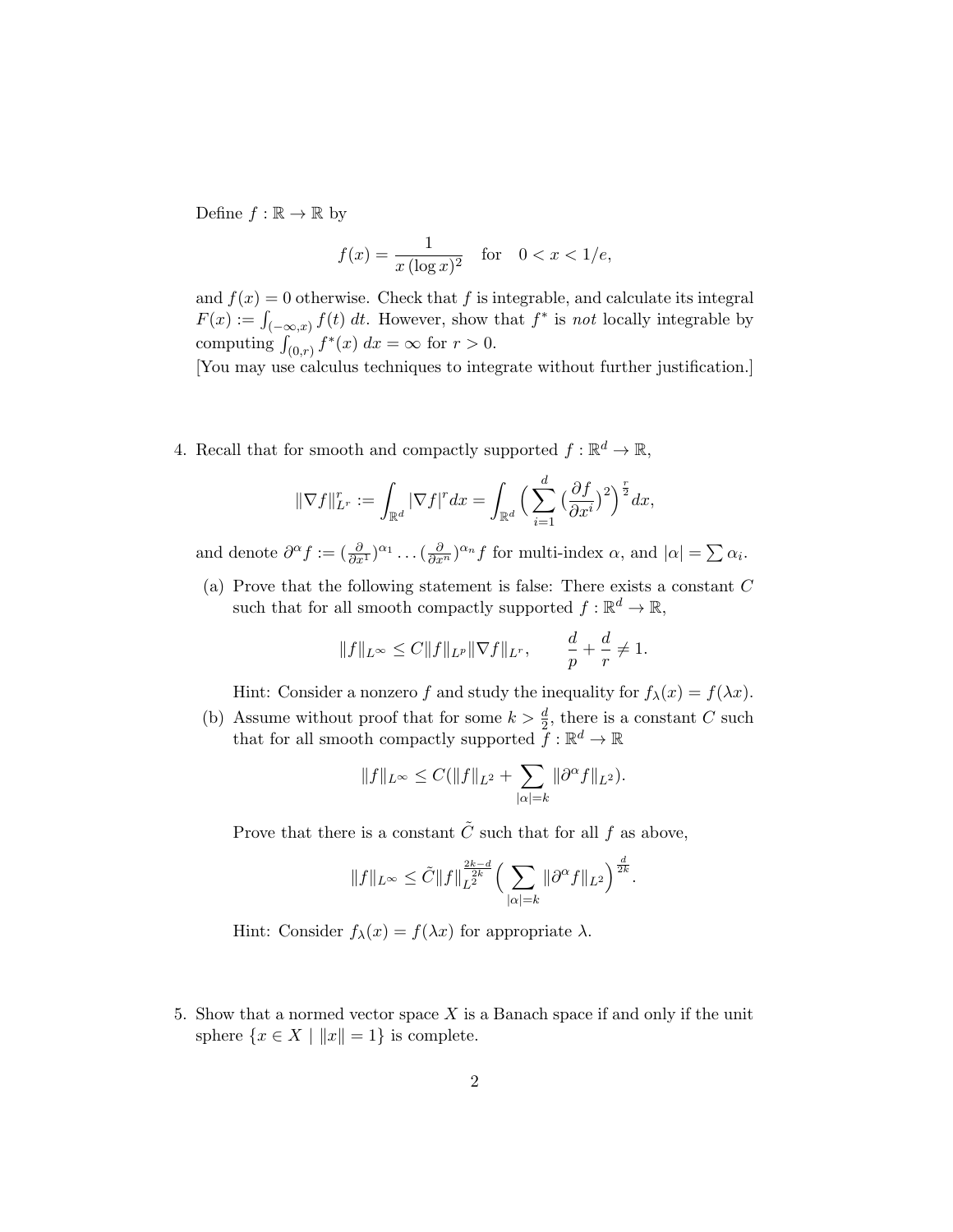Define $f : \mathbb{R} \to \mathbb{R}$ by

$$f(x) = \frac{1}{x\,(\log x)^2} \quad \text{for} \quad 0 < x < 1/e,$$

and $f(x) = 0$ otherwise. Check that $f$ is integrable, and calculate its integral $F(x) := \int_{(-\infty,x)} f(t)\,dt$. However, show that $f^*$ is *not* locally integrable by computing $\int_{(0,r)} f^*(x)\,dx = \infty$ for $r > 0$.
[You may use calculus techniques to integrate without further justification.]

4. Recall that for smooth and compactly supported $f : \mathbb{R}^d \to \mathbb{R}$,

$$\|\nabla f\|_{L^r}^r := \int_{\mathbb{R}^d} |\nabla f|^r dx = \int_{\mathbb{R}^d} \Big( \sum_{i=1}^{d} \big(\frac{\partial f}{\partial x^i}\big)^2 \Big)^{\frac{r}{2}} dx,$$

and denote $\partial^\alpha f := (\frac{\partial}{\partial x^1})^{\alpha_1} \dots (\frac{\partial}{\partial x^n})^{\alpha_n} f$ for multi-index $\alpha$, and $|\alpha| = \sum \alpha_i$.

   (a) Prove that the following statement is false: There exists a constant $C$ such that for all smooth compactly supported $f : \mathbb{R}^d \to \mathbb{R}$,

   $$\|f\|_{L^\infty} \le C \|f\|_{L^p} \|\nabla f\|_{L^r}, \qquad \frac{d}{p} + \frac{d}{r} \neq 1.$$

   Hint: Consider a nonzero $f$ and study the inequality for $f_\lambda(x) = f(\lambda x)$.

   (b) Assume without proof that for some $k > \frac{d}{2}$, there is a constant $C$ such that for all smooth compactly supported $f : \mathbb{R}^d \to \mathbb{R}$

   $$\|f\|_{L^\infty} \le C(\|f\|_{L^2} + \sum_{|\alpha|=k} \|\partial^\alpha f\|_{L^2}).$$

   Prove that there is a constant $\tilde{C}$ such that for all $f$ as above,

   $$\|f\|_{L^\infty} \le \tilde{C} \|f\|_{L^2}^{\frac{2k-d}{2k}} \Big( \sum_{|\alpha|=k} \|\partial^\alpha f\|_{L^2} \Big)^{\frac{d}{2k}}.$$

   Hint: Consider $f_\lambda(x) = f(\lambda x)$ for appropriate $\lambda$.

5. Show that a normed vector space $X$ is a Banach space if and only if the unit sphere $\{x \in X \mid \|x\| = 1\}$ is complete.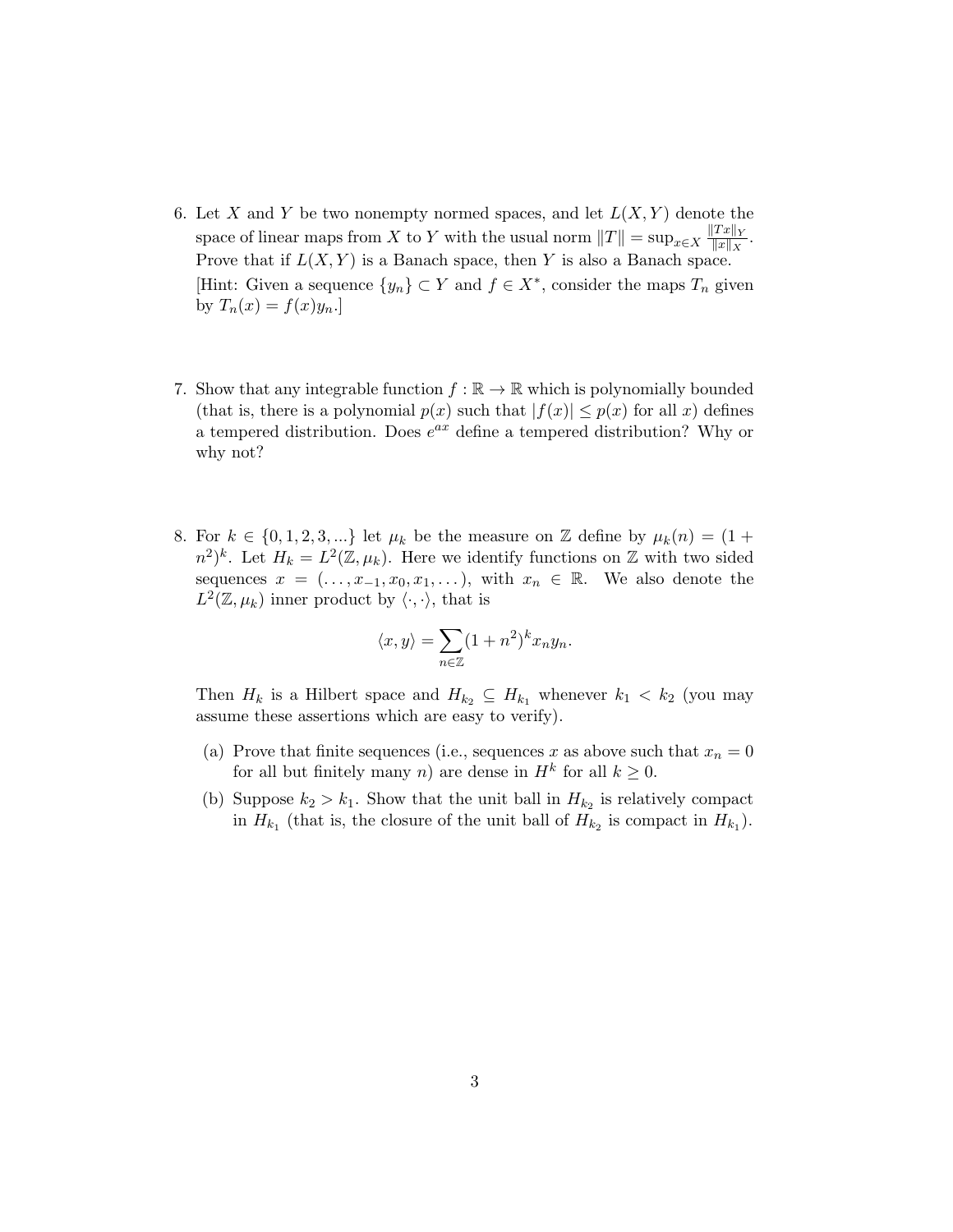6. Let $X$ and $Y$ be two nonempty normed spaces, and let $L(X, Y)$ denote the space of linear maps from $X$ to $Y$ with the usual norm $\|T\| = \sup_{x \in X} \frac{\|Tx\|_Y}{\|x\|_X}$. Prove that if $L(X, Y)$ is a Banach space, then $Y$ is also a Banach space.

   [Hint: Given a sequence $\{y_n\} \subset Y$ and $f \in X^*$, consider the maps $T_n$ given by $T_n(x) = f(x)y_n$.]

7. Show that any integrable function $f : \mathbb{R} \to \mathbb{R}$ which is polynomially bounded (that is, there is a polynomial $p(x)$ such that $|f(x)| \leq p(x)$ for all $x$) defines a tempered distribution. Does $e^{ax}$ define a tempered distribution? Why or why not?

8. For $k \in \{0, 1, 2, 3, ...\}$ let $\mu_k$ be the measure on $\mathbb{Z}$ define by $\mu_k(n) = (1 + n^2)^k$. Let $H_k = L^2(\mathbb{Z}, \mu_k)$. Here we identify functions on $\mathbb{Z}$ with two sided sequences $x = (\dots, x_{-1}, x_0, x_1, \dots)$, with $x_n \in \mathbb{R}$. We also denote the $L^2(\mathbb{Z}, \mu_k)$ inner product by $\langle \cdot, \cdot \rangle$, that is

$$\langle x, y \rangle = \sum_{n \in \mathbb{Z}} (1 + n^2)^k x_n y_n.$$

   Then $H_k$ is a Hilbert space and $H_{k_2} \subseteq H_{k_1}$ whenever $k_1 < k_2$ (you may assume these assertions which are easy to verify).

   (a) Prove that finite sequences (i.e., sequences $x$ as above such that $x_n = 0$ for all but finitely many $n$) are dense in $H^k$ for all $k \geq 0$.

   (b) Suppose $k_2 > k_1$. Show that the unit ball in $H_{k_2}$ is relatively compact in $H_{k_1}$ (that is, the closure of the unit ball of $H_{k_2}$ is compact in $H_{k_1}$).